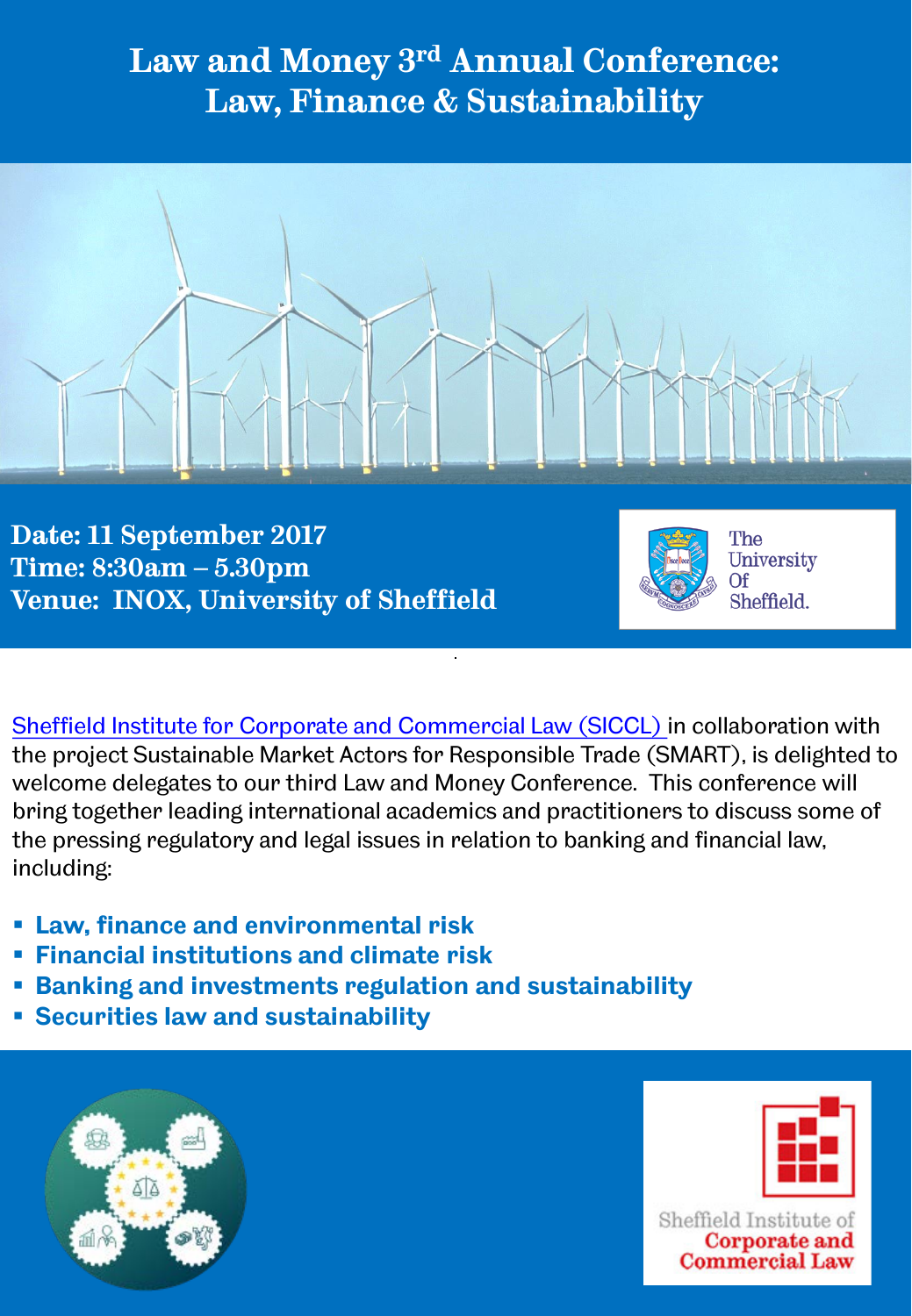# Law and Money 3rd Annual Conference: Law, Finance & Sustainability

**Date: 11 September 2017**
**Time: 8:30am – 5.30pm**
**Venue: INOX, University of Sheffield**

The University Of Sheffield.

Sheffield Institute for Corporate and Commercial Law (SICCL) in collaboration with the project Sustainable Market Actors for Responsible Trade (SMART), is delighted to welcome delegates to our third Law and Money Conference. This conference will bring together leading international academics and practitioners to discuss some of the pressing regulatory and legal issues in relation to banking and financial law, including:

- **Law, finance and environmental risk**
- **Financial institutions and climate risk**
- **Banking and investments regulation and sustainability**
- **Securities law and sustainability**

Sheffield Institute of Corporate and Commercial Law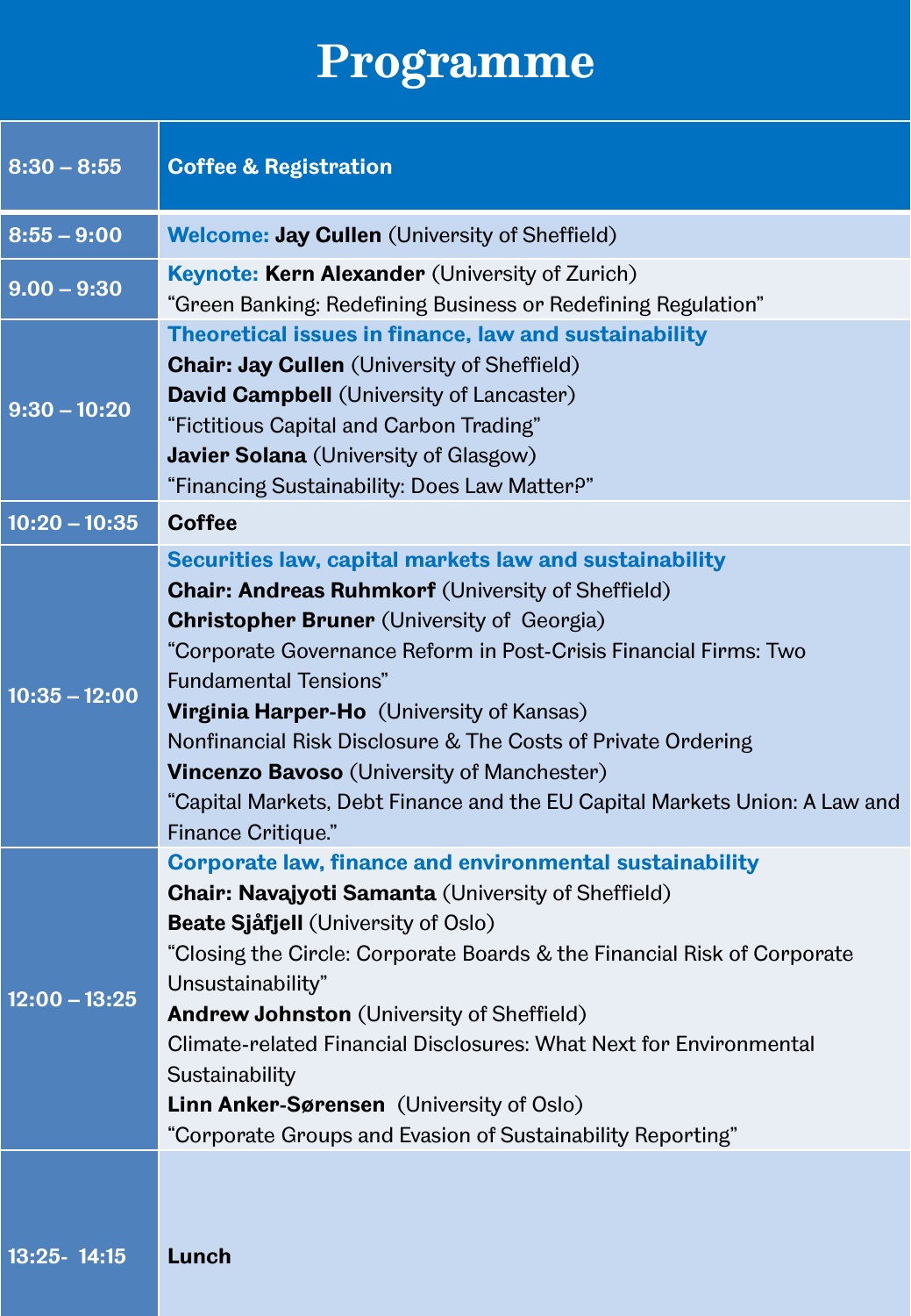# Programme

| | |
|---|---|
| 8:30 – 8:55 | **Coffee & Registration** |
| 8:55 – 9:00 | **Welcome: Jay Cullen** (University of Sheffield) |
| 9.00 – 9:30 | **Keynote: Kern Alexander** (University of Zurich)<br>"Green Banking: Redefining Business or Redefining Regulation" |
| 9:30 – 10:20 | **Theoretical issues in finance, law and sustainability**<br>**Chair: Jay Cullen** (University of Sheffield)<br>**David Campbell** (University of Lancaster)<br>"Fictitious Capital and Carbon Trading"<br>**Javier Solana** (University of Glasgow)<br>"Financing Sustainability: Does Law Matter?" |
| 10:20 – 10:35 | **Coffee** |
| 10:35 – 12:00 | **Securities law, capital markets law and sustainability**<br>**Chair: Andreas Ruhmkorf** (University of Sheffield)<br>**Christopher Bruner** (University of Georgia)<br>"Corporate Governance Reform in Post-Crisis Financial Firms: Two Fundamental Tensions"<br>**Virginia Harper-Ho** (University of Kansas)<br>Nonfinancial Risk Disclosure & The Costs of Private Ordering<br>**Vincenzo Bavoso** (University of Manchester)<br>"Capital Markets, Debt Finance and the EU Capital Markets Union: A Law and Finance Critique." |
| 12:00 – 13:25 | **Corporate law, finance and environmental sustainability**<br>**Chair: Navajyoti Samanta** (University of Sheffield)<br>**Beate Sjåfjell** (University of Oslo)<br>"Closing the Circle: Corporate Boards & the Financial Risk of Corporate Unsustainability"<br>**Andrew Johnston** (University of Sheffield)<br>Climate-related Financial Disclosures: What Next for Environmental Sustainability<br>**Linn Anker-Sørensen** (University of Oslo)<br>"Corporate Groups and Evasion of Sustainability Reporting" |
| 13:25- 14:15 | **Lunch** |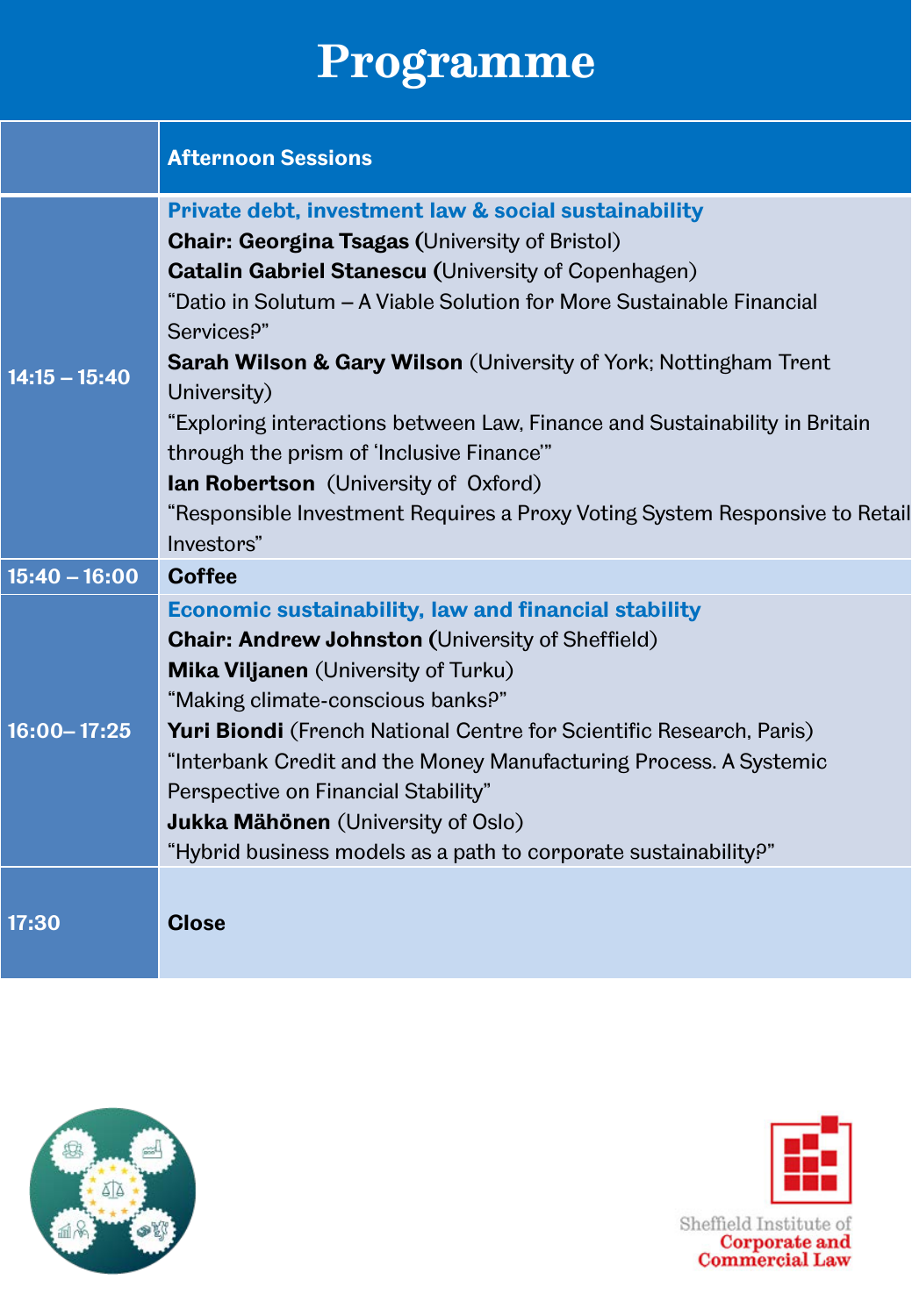# Programme

| | Afternoon Sessions |
|---|---|
| 14:15 – 15:40 | **Private debt, investment law & social sustainability**<br>**Chair: Georgina Tsagas (**University of Bristol)<br>**Catalin Gabriel Stanescu (**University of Copenhagen)<br>"Datio in Solutum – A Viable Solution for More Sustainable Financial Services?"<br>**Sarah Wilson & Gary Wilson** (University of York; Nottingham Trent University)<br>"Exploring interactions between Law, Finance and Sustainability in Britain through the prism of 'Inclusive Finance'"<br>**Ian Robertson** (University of Oxford)<br>"Responsible Investment Requires a Proxy Voting System Responsive to Retail Investors" |
| 15:40 – 16:00 | **Coffee** |
| 16:00– 17:25 | **Economic sustainability, law and financial stability**<br>**Chair: Andrew Johnston (**University of Sheffield)<br>**Mika Viljanen** (University of Turku)<br>"Making climate-conscious banks?"<br>**Yuri Biondi** (French National Centre for Scientific Research, Paris)<br>"Interbank Credit and the Money Manufacturing Process. A Systemic Perspective on Financial Stability"<br>**Jukka Mähönen** (University of Oslo)<br>"Hybrid business models as a path to corporate sustainability?" |
| 17:30 | **Close** |

Sheffield Institute of Corporate and Commercial Law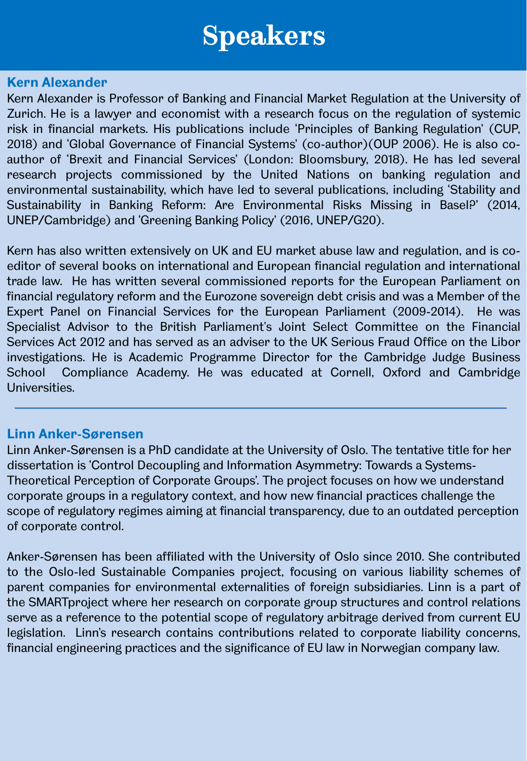# Speakers

## Kern Alexander

Kern Alexander is Professor of Banking and Financial Market Regulation at the University of Zurich. He is a lawyer and economist with a research focus on the regulation of systemic risk in financial markets. His publications include 'Principles of Banking Regulation' (CUP, 2018) and 'Global Governance of Financial Systems' (co-author)(OUP 2006). He is also co-author of 'Brexit and Financial Services' (London: Bloomsbury, 2018). He has led several research projects commissioned by the United Nations on banking regulation and environmental sustainability, which have led to several publications, including 'Stability and Sustainability in Banking Reform: Are Environmental Risks Missing in Basel?' (2014, UNEP/Cambridge) and 'Greening Banking Policy' (2016, UNEP/G20).

Kern has also written extensively on UK and EU market abuse law and regulation, and is co-editor of several books on international and European financial regulation and international trade law. He has written several commissioned reports for the European Parliament on financial regulatory reform and the Eurozone sovereign debt crisis and was a Member of the Expert Panel on Financial Services for the European Parliament (2009-2014). He was Specialist Advisor to the British Parliament's Joint Select Committee on the Financial Services Act 2012 and has served as an adviser to the UK Serious Fraud Office on the Libor investigations. He is Academic Programme Director for the Cambridge Judge Business School Compliance Academy. He was educated at Cornell, Oxford and Cambridge Universities.

---

## Linn Anker-Sørensen

Linn Anker-Sørensen is a PhD candidate at the University of Oslo. The tentative title for her dissertation is 'Control Decoupling and Information Asymmetry: Towards a Systems-Theoretical Perception of Corporate Groups'. The project focuses on how we understand corporate groups in a regulatory context, and how new financial practices challenge the scope of regulatory regimes aiming at financial transparency, due to an outdated perception of corporate control.

Anker-Sørensen has been affiliated with the University of Oslo since 2010. She contributed to the Oslo-led Sustainable Companies project, focusing on various liability schemes of parent companies for environmental externalities of foreign subsidiaries. Linn is a part of the SMARTproject where her research on corporate group structures and control relations serve as a reference to the potential scope of regulatory arbitrage derived from current EU legislation. Linn's research contains contributions related to corporate liability concerns, financial engineering practices and the significance of EU law in Norwegian company law.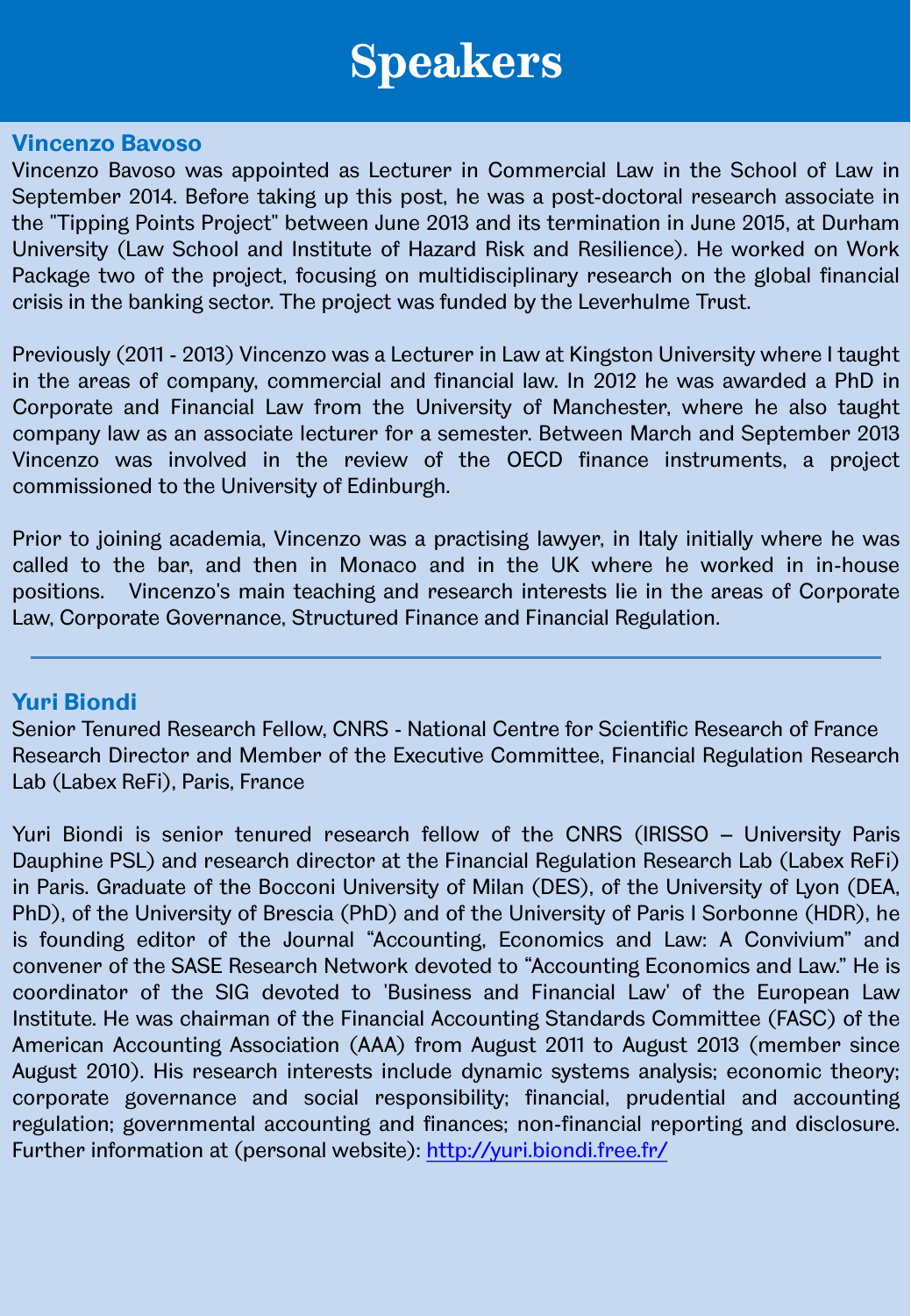# Speakers

## Vincenzo Bavoso

Vincenzo Bavoso was appointed as Lecturer in Commercial Law in the School of Law in September 2014. Before taking up this post, he was a post-doctoral research associate in the "Tipping Points Project" between June 2013 and its termination in June 2015, at Durham University (Law School and Institute of Hazard Risk and Resilience). He worked on Work Package two of the project, focusing on multidisciplinary research on the global financial crisis in the banking sector. The project was funded by the Leverhulme Trust.

Previously (2011 - 2013) Vincenzo was a Lecturer in Law at Kingston University where I taught in the areas of company, commercial and financial law. In 2012 he was awarded a PhD in Corporate and Financial Law from the University of Manchester, where he also taught company law as an associate lecturer for a semester. Between March and September 2013 Vincenzo was involved in the review of the OECD finance instruments, a project commissioned to the University of Edinburgh.

Prior to joining academia, Vincenzo was a practising lawyer, in Italy initially where he was called to the bar, and then in Monaco and in the UK where he worked in in-house positions. Vincenzo's main teaching and research interests lie in the areas of Corporate Law, Corporate Governance, Structured Finance and Financial Regulation.

---

## Yuri Biondi

Senior Tenured Research Fellow, CNRS - National Centre for Scientific Research of France
Research Director and Member of the Executive Committee, Financial Regulation Research Lab (Labex ReFi), Paris, France

Yuri Biondi is senior tenured research fellow of the CNRS (IRISSO – University Paris Dauphine PSL) and research director at the Financial Regulation Research Lab (Labex ReFi) in Paris. Graduate of the Bocconi University of Milan (DES), of the University of Lyon (DEA, PhD), of the University of Brescia (PhD) and of the University of Paris I Sorbonne (HDR), he is founding editor of the Journal "Accounting, Economics and Law: A Convivium" and convener of the SASE Research Network devoted to "Accounting Economics and Law." He is coordinator of the SIG devoted to 'Business and Financial Law' of the European Law Institute. He was chairman of the Financial Accounting Standards Committee (FASC) of the American Accounting Association (AAA) from August 2011 to August 2013 (member since August 2010). His research interests include dynamic systems analysis; economic theory; corporate governance and social responsibility; financial, prudential and accounting regulation; governmental accounting and finances; non-financial reporting and disclosure. Further information at (personal website): http://yuri.biondi.free.fr/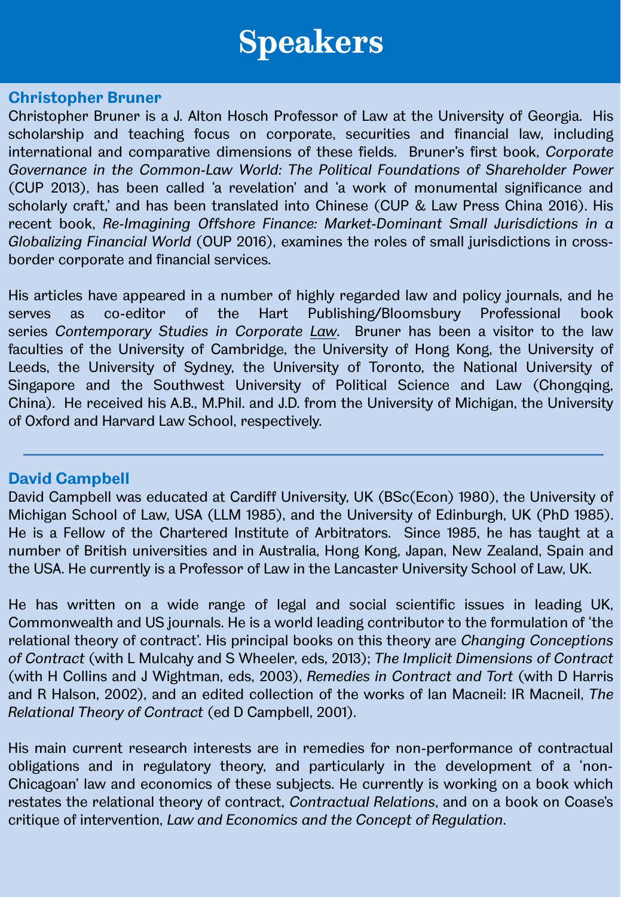# Speakers

## Christopher Bruner

Christopher Bruner is a J. Alton Hosch Professor of Law at the University of Georgia. His scholarship and teaching focus on corporate, securities and financial law, including international and comparative dimensions of these fields. Bruner's first book, *Corporate Governance in the Common-Law World: The Political Foundations of Shareholder Power* (CUP 2013), has been called 'a revelation' and 'a work of monumental significance and scholarly craft,' and has been translated into Chinese (CUP & Law Press China 2016). His recent book, *Re-Imagining Offshore Finance: Market-Dominant Small Jurisdictions in a Globalizing Financial World* (OUP 2016), examines the roles of small jurisdictions in cross-border corporate and financial services.

His articles have appeared in a number of highly regarded law and policy journals, and he serves as co-editor of the Hart Publishing/Bloomsbury Professional book series *Contemporary Studies in Corporate Law*. Bruner has been a visitor to the law faculties of the University of Cambridge, the University of Hong Kong, the University of Leeds, the University of Sydney, the University of Toronto, the National University of Singapore and the Southwest University of Political Science and Law (Chongqing, China). He received his A.B., M.Phil. and J.D. from the University of Michigan, the University of Oxford and Harvard Law School, respectively.

---

## David Campbell

David Campbell was educated at Cardiff University, UK (BSc(Econ) 1980), the University of Michigan School of Law, USA (LLM 1985), and the University of Edinburgh, UK (PhD 1985). He is a Fellow of the Chartered Institute of Arbitrators. Since 1985, he has taught at a number of British universities and in Australia, Hong Kong, Japan, New Zealand, Spain and the USA. He currently is a Professor of Law in the Lancaster University School of Law, UK.

He has written on a wide range of legal and social scientific issues in leading UK, Commonwealth and US journals. He is a world leading contributor to the formulation of 'the relational theory of contract'. His principal books on this theory are *Changing Conceptions of Contract* (with L Mulcahy and S Wheeler, eds, 2013); *The Implicit Dimensions of Contract* (with H Collins and J Wightman, eds, 2003), *Remedies in Contract and Tort* (with D Harris and R Halson, 2002), and an edited collection of the works of Ian Macneil: IR Macneil, *The Relational Theory of Contract* (ed D Campbell, 2001).

His main current research interests are in remedies for non-performance of contractual obligations and in regulatory theory, and particularly in the development of a 'non-Chicagoan' law and economics of these subjects. He currently is working on a book which restates the relational theory of contract, *Contractual Relations*, and on a book on Coase's critique of intervention, *Law and Economics and the Concept of Regulation*.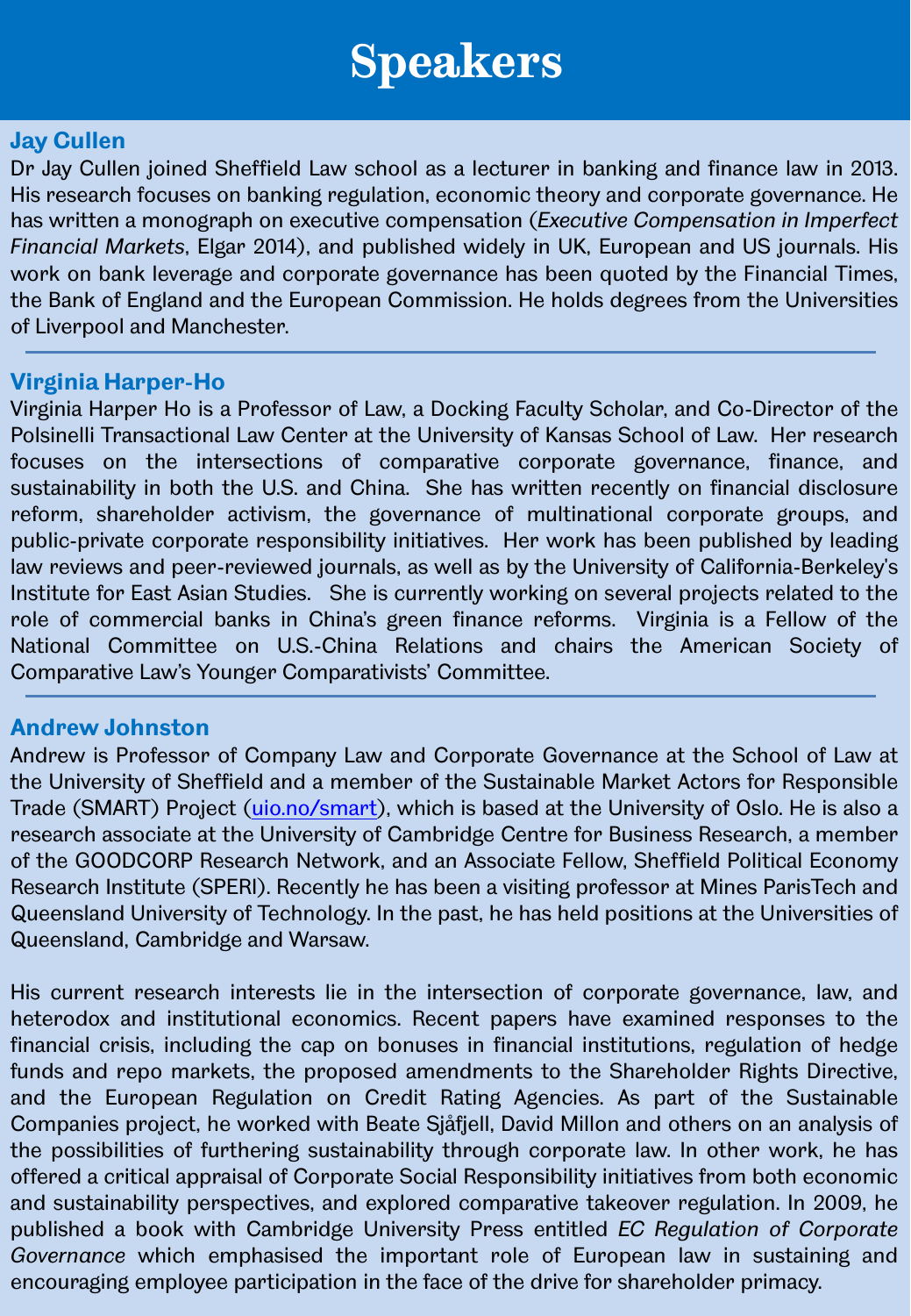# Speakers

## Jay Cullen

Dr Jay Cullen joined Sheffield Law school as a lecturer in banking and finance law in 2013. His research focuses on banking regulation, economic theory and corporate governance. He has written a monograph on executive compensation (*Executive Compensation in Imperfect Financial Markets*, Elgar 2014), and published widely in UK, European and US journals. His work on bank leverage and corporate governance has been quoted by the Financial Times, the Bank of England and the European Commission. He holds degrees from the Universities of Liverpool and Manchester.

## Virginia Harper-Ho

Virginia Harper Ho is a Professor of Law, a Docking Faculty Scholar, and Co-Director of the Polsinelli Transactional Law Center at the University of Kansas School of Law. Her research focuses on the intersections of comparative corporate governance, finance, and sustainability in both the U.S. and China. She has written recently on financial disclosure reform, shareholder activism, the governance of multinational corporate groups, and public-private corporate responsibility initiatives. Her work has been published by leading law reviews and peer-reviewed journals, as well as by the University of California-Berkeley's Institute for East Asian Studies. She is currently working on several projects related to the role of commercial banks in China's green finance reforms. Virginia is a Fellow of the National Committee on U.S.-China Relations and chairs the American Society of Comparative Law's Younger Comparativists' Committee.

## Andrew Johnston

Andrew is Professor of Company Law and Corporate Governance at the School of Law at the University of Sheffield and a member of the Sustainable Market Actors for Responsible Trade (SMART) Project (uio.no/smart), which is based at the University of Oslo. He is also a research associate at the University of Cambridge Centre for Business Research, a member of the GOODCORP Research Network, and an Associate Fellow, Sheffield Political Economy Research Institute (SPERI). Recently he has been a visiting professor at Mines ParisTech and Queensland University of Technology. In the past, he has held positions at the Universities of Queensland, Cambridge and Warsaw.

His current research interests lie in the intersection of corporate governance, law, and heterodox and institutional economics. Recent papers have examined responses to the financial crisis, including the cap on bonuses in financial institutions, regulation of hedge funds and repo markets, the proposed amendments to the Shareholder Rights Directive, and the European Regulation on Credit Rating Agencies. As part of the Sustainable Companies project, he worked with Beate Sjåfjell, David Millon and others on an analysis of the possibilities of furthering sustainability through corporate law. In other work, he has offered a critical appraisal of Corporate Social Responsibility initiatives from both economic and sustainability perspectives, and explored comparative takeover regulation. In 2009, he published a book with Cambridge University Press entitled *EC Regulation of Corporate Governance* which emphasised the important role of European law in sustaining and encouraging employee participation in the face of the drive for shareholder primacy.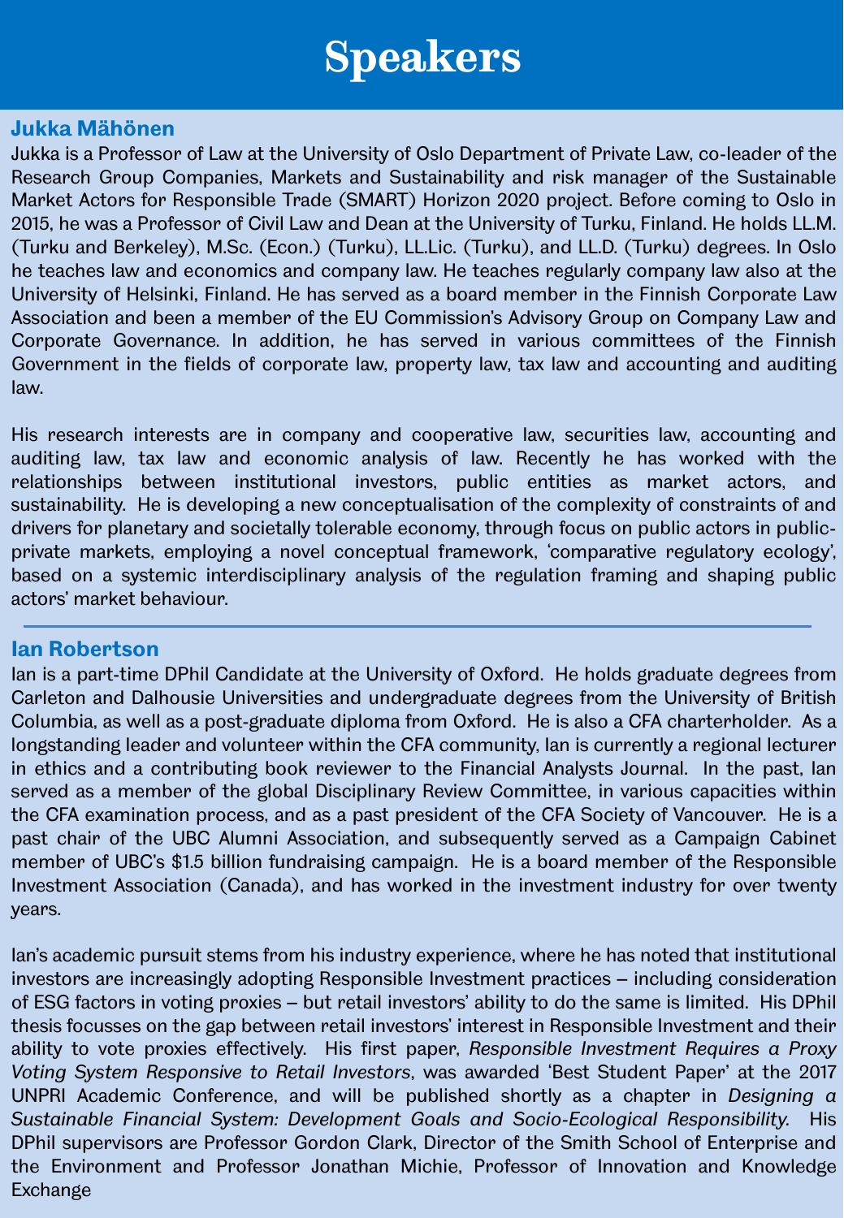# Speakers

## Jukka Mähönen

Jukka is a Professor of Law at the University of Oslo Department of Private Law, co-leader of the Research Group Companies, Markets and Sustainability and risk manager of the Sustainable Market Actors for Responsible Trade (SMART) Horizon 2020 project. Before coming to Oslo in 2015, he was a Professor of Civil Law and Dean at the University of Turku, Finland. He holds LL.M. (Turku and Berkeley), M.Sc. (Econ.) (Turku), LL.Lic. (Turku), and LL.D. (Turku) degrees. In Oslo he teaches law and economics and company law. He teaches regularly company law also at the University of Helsinki, Finland. He has served as a board member in the Finnish Corporate Law Association and been a member of the EU Commission's Advisory Group on Company Law and Corporate Governance. In addition, he has served in various committees of the Finnish Government in the fields of corporate law, property law, tax law and accounting and auditing law.

His research interests are in company and cooperative law, securities law, accounting and auditing law, tax law and economic analysis of law. Recently he has worked with the relationships between institutional investors, public entities as market actors, and sustainability. He is developing a new conceptualisation of the complexity of constraints of and drivers for planetary and societally tolerable economy, through focus on public actors in public-private markets, employing a novel conceptual framework, 'comparative regulatory ecology', based on a systemic interdisciplinary analysis of the regulation framing and shaping public actors' market behaviour.

---

## Ian Robertson

Ian is a part-time DPhil Candidate at the University of Oxford. He holds graduate degrees from Carleton and Dalhousie Universities and undergraduate degrees from the University of British Columbia, as well as a post-graduate diploma from Oxford. He is also a CFA charterholder. As a longstanding leader and volunteer within the CFA community, Ian is currently a regional lecturer in ethics and a contributing book reviewer to the Financial Analysts Journal. In the past, Ian served as a member of the global Disciplinary Review Committee, in various capacities within the CFA examination process, and as a past president of the CFA Society of Vancouver. He is a past chair of the UBC Alumni Association, and subsequently served as a Campaign Cabinet member of UBC's $1.5 billion fundraising campaign. He is a board member of the Responsible Investment Association (Canada), and has worked in the investment industry for over twenty years.

Ian's academic pursuit stems from his industry experience, where he has noted that institutional investors are increasingly adopting Responsible Investment practices – including consideration of ESG factors in voting proxies – but retail investors' ability to do the same is limited. His DPhil thesis focusses on the gap between retail investors' interest in Responsible Investment and their ability to vote proxies effectively. His first paper, *Responsible Investment Requires a Proxy Voting System Responsive to Retail Investors*, was awarded 'Best Student Paper' at the 2017 UNPRI Academic Conference, and will be published shortly as a chapter in *Designing a Sustainable Financial System: Development Goals and Socio-Ecological Responsibility*. His DPhil supervisors are Professor Gordon Clark, Director of the Smith School of Enterprise and the Environment and Professor Jonathan Michie, Professor of Innovation and Knowledge Exchange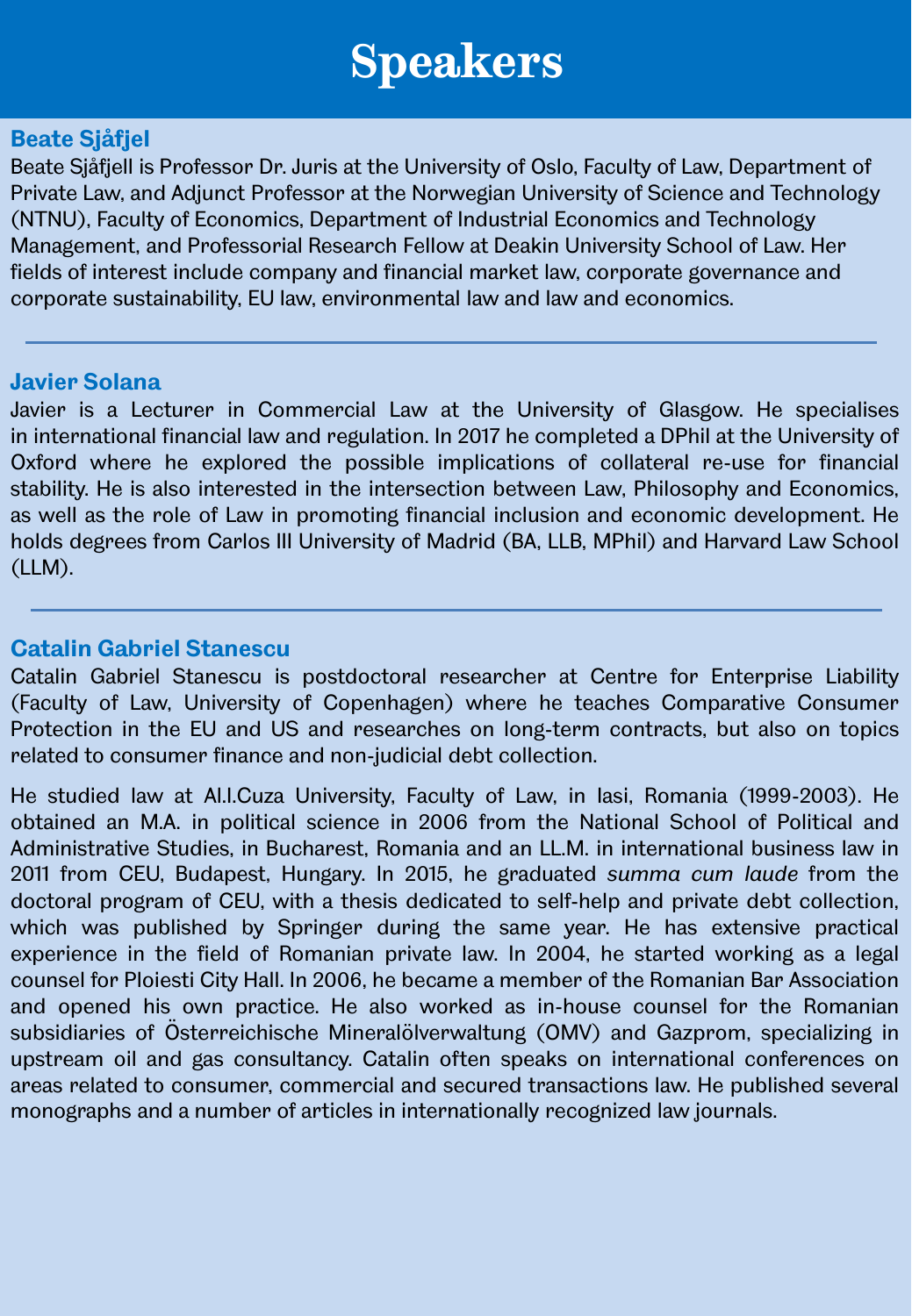# Speakers

### Beate Sjåfjel

Beate Sjåfjell is Professor Dr. Juris at the University of Oslo, Faculty of Law, Department of Private Law, and Adjunct Professor at the Norwegian University of Science and Technology (NTNU), Faculty of Economics, Department of Industrial Economics and Technology Management, and Professorial Research Fellow at Deakin University School of Law. Her fields of interest include company and financial market law, corporate governance and corporate sustainability, EU law, environmental law and law and economics.

---

### Javier Solana

Javier is a Lecturer in Commercial Law at the University of Glasgow. He specialises in international financial law and regulation. In 2017 he completed a DPhil at the University of Oxford where he explored the possible implications of collateral re-use for financial stability. He is also interested in the intersection between Law, Philosophy and Economics, as well as the role of Law in promoting financial inclusion and economic development. He holds degrees from Carlos III University of Madrid (BA, LLB, MPhil) and Harvard Law School (LLM).

---

### Catalin Gabriel Stanescu

Catalin Gabriel Stanescu is postdoctoral researcher at Centre for Enterprise Liability (Faculty of Law, University of Copenhagen) where he teaches Comparative Consumer Protection in the EU and US and researches on long-term contracts, but also on topics related to consumer finance and non-judicial debt collection.

He studied law at Al.I.Cuza University, Faculty of Law, in Iasi, Romania (1999-2003). He obtained an M.A. in political science in 2006 from the National School of Political and Administrative Studies, in Bucharest, Romania and an LL.M. in international business law in 2011 from CEU, Budapest, Hungary. In 2015, he graduated *summa cum laude* from the doctoral program of CEU, with a thesis dedicated to self-help and private debt collection, which was published by Springer during the same year. He has extensive practical experience in the field of Romanian private law. In 2004, he started working as a legal counsel for Ploiesti City Hall. In 2006, he became a member of the Romanian Bar Association and opened his own practice. He also worked as in-house counsel for the Romanian subsidiaries of Österreichische Mineralölverwaltung (OMV) and Gazprom, specializing in upstream oil and gas consultancy. Catalin often speaks on international conferences on areas related to consumer, commercial and secured transactions law. He published several monographs and a number of articles in internationally recognized law journals.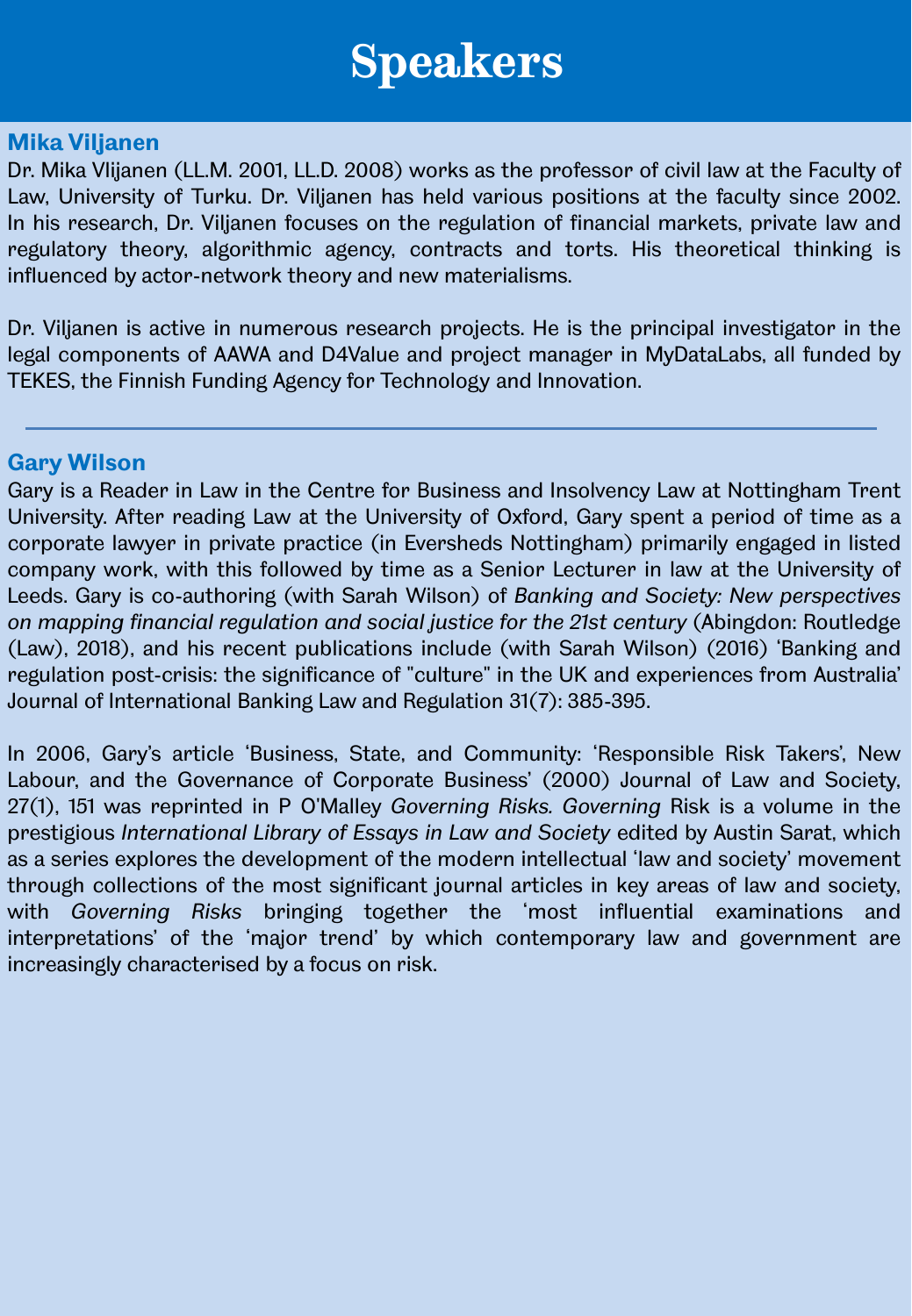# Speakers

## Mika Viljanen

Dr. Mika Vlijanen (LL.M. 2001, LL.D. 2008) works as the professor of civil law at the Faculty of Law, University of Turku. Dr. Viljanen has held various positions at the faculty since 2002. In his research, Dr. Viljanen focuses on the regulation of financial markets, private law and regulatory theory, algorithmic agency, contracts and torts. His theoretical thinking is influenced by actor-network theory and new materialisms.

Dr. Viljanen is active in numerous research projects. He is the principal investigator in the legal components of AAWA and D4Value and project manager in MyDataLabs, all funded by TEKES, the Finnish Funding Agency for Technology and Innovation.

---

## Gary Wilson

Gary is a Reader in Law in the Centre for Business and Insolvency Law at Nottingham Trent University. After reading Law at the University of Oxford, Gary spent a period of time as a corporate lawyer in private practice (in Eversheds Nottingham) primarily engaged in listed company work, with this followed by time as a Senior Lecturer in law at the University of Leeds. Gary is co-authoring (with Sarah Wilson) of *Banking and Society: New perspectives on mapping financial regulation and social justice for the 21st century* (Abingdon: Routledge (Law), 2018), and his recent publications include (with Sarah Wilson) (2016) 'Banking and regulation post-crisis: the significance of "culture" in the UK and experiences from Australia' Journal of International Banking Law and Regulation 31(7): 385-395.

In 2006, Gary's article 'Business, State, and Community: 'Responsible Risk Takers', New Labour, and the Governance of Corporate Business' (2000) Journal of Law and Society, 27(1), 151 was reprinted in P O'Malley *Governing Risks. Governing* Risk is a volume in the prestigious *International Library of Essays in Law and Society* edited by Austin Sarat, which as a series explores the development of the modern intellectual 'law and society' movement through collections of the most significant journal articles in key areas of law and society, with *Governing Risks* bringing together the 'most influential examinations and interpretations' of the 'major trend' by which contemporary law and government are increasingly characterised by a focus on risk.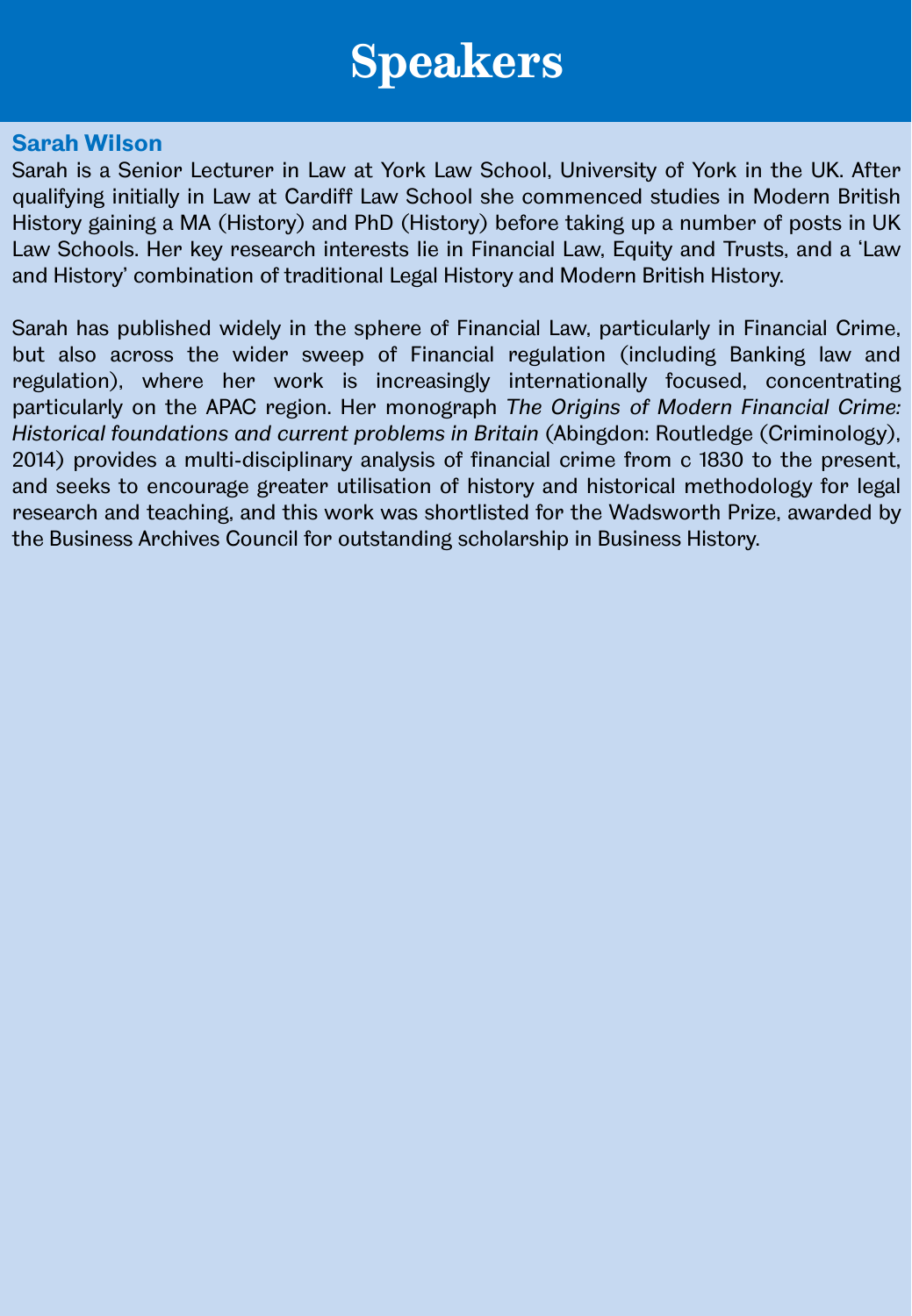# Speakers

## Sarah Wilson

Sarah is a Senior Lecturer in Law at York Law School, University of York in the UK. After qualifying initially in Law at Cardiff Law School she commenced studies in Modern British History gaining a MA (History) and PhD (History) before taking up a number of posts in UK Law Schools. Her key research interests lie in Financial Law, Equity and Trusts, and a 'Law and History' combination of traditional Legal History and Modern British History.

Sarah has published widely in the sphere of Financial Law, particularly in Financial Crime, but also across the wider sweep of Financial regulation (including Banking law and regulation), where her work is increasingly internationally focused, concentrating particularly on the APAC region. Her monograph *The Origins of Modern Financial Crime: Historical foundations and current problems in Britain* (Abingdon: Routledge (Criminology), 2014) provides a multi-disciplinary analysis of financial crime from c 1830 to the present, and seeks to encourage greater utilisation of history and historical methodology for legal research and teaching, and this work was shortlisted for the Wadsworth Prize, awarded by the Business Archives Council for outstanding scholarship in Business History.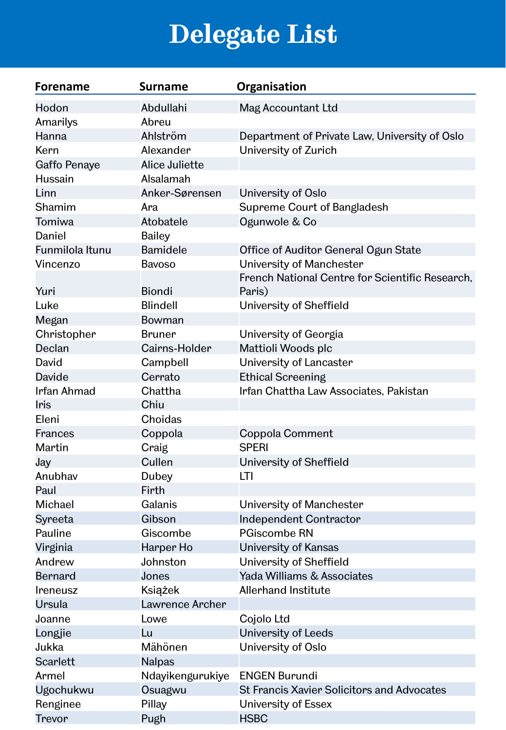# Delegate List

| Forename | Surname | Organisation |
|---|---|---|
| Hodon | Abdullahi | Mag Accountant Ltd |
| Amarilys | Abreu | |
| Hanna | Ahlström | Department of Private Law, University of Oslo |
| Kern | Alexander | University of Zurich |
| Gaffo Penaye | Alice Juliette | |
| Hussain | Alsalamah | |
| Linn | Anker-Sørensen | University of Oslo |
| Shamim | Ara | Supreme Court of Bangladesh |
| Tomiwa | Atobatele | Ogunwole & Co |
| Daniel | Bailey | |
| Funmilola Itunu | Bamidele | Office of Auditor General Ogun State |
| Vincenzo | Bavoso | University of Manchester |
| Yuri | Biondi | French National Centre for Scientific Research, Paris) |
| Luke | Blindell | University of Sheffield |
| Megan | Bowman | |
| Christopher | Bruner | University of Georgia |
| Declan | Cairns-Holder | Mattioli Woods plc |
| David | Campbell | University of Lancaster |
| Davide | Cerrato | Ethical Screening |
| Irfan Ahmad | Chattha | Irfan Chattha Law Associates, Pakistan |
| Iris | Chiu | |
| Eleni | Choidas | |
| Frances | Coppola | Coppola Comment |
| Martin | Craig | SPERI |
| Jay | Cullen | University of Sheffield |
| Anubhav | Dubey | LTI |
| Paul | Firth | |
| Michael | Galanis | University of Manchester |
| Syreeta | Gibson | Independent Contractor |
| Pauline | Giscombe | PGiscombe RN |
| Virginia | Harper Ho | University of Kansas |
| Andrew | Johnston | University of Sheffield |
| Bernard | Jones | Yada Williams & Associates |
| Ireneusz | Książek | Allerhand Institute |
| Ursula | Lawrence Archer | |
| Joanne | Lowe | Cojolo Ltd |
| Longjie | Lu | University of Leeds |
| Jukka | Mähönen | University of Oslo |
| Scarlett | Nalpas | |
| Armel | Ndayikengurukiye | ENGEN Burundi |
| Ugochukwu | Osuagwu | St Francis Xavier Solicitors and Advocates |
| Renginee | Pillay | University of Essex |
| Trevor | Pugh | HSBC |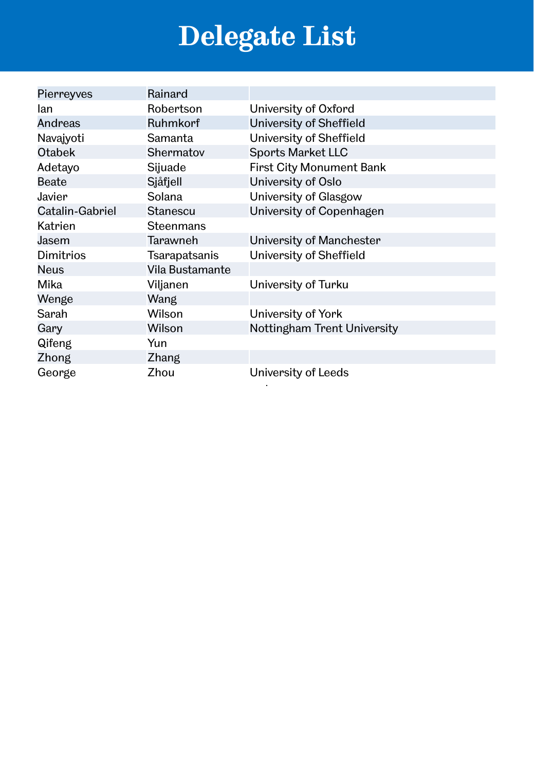# Delegate List

| | | |
|---|---|---|
| Pierreyves | Rainard | |
| Ian | Robertson | University of Oxford |
| Andreas | Ruhmkorf | University of Sheffield |
| Navajyoti | Samanta | University of Sheffield |
| Otabek | Shermatov | Sports Market LLC |
| Adetayo | Sijuade | First City Monument Bank |
| Beate | Sjåfjell | University of Oslo |
| Javier | Solana | University of Glasgow |
| Catalin-Gabriel | Stanescu | University of Copenhagen |
| Katrien | Steenmans | |
| Jasem | Tarawneh | University of Manchester |
| Dimitrios | Tsarapatsanis | University of Sheffield |
| Neus | Vila Bustamante | |
| Mika | Viljanen | University of Turku |
| Wenge | Wang | |
| Sarah | Wilson | University of York |
| Gary | Wilson | Nottingham Trent University |
| Qifeng | Yun | |
| Zhong | Zhang | |
| George | Zhou | University of Leeds |